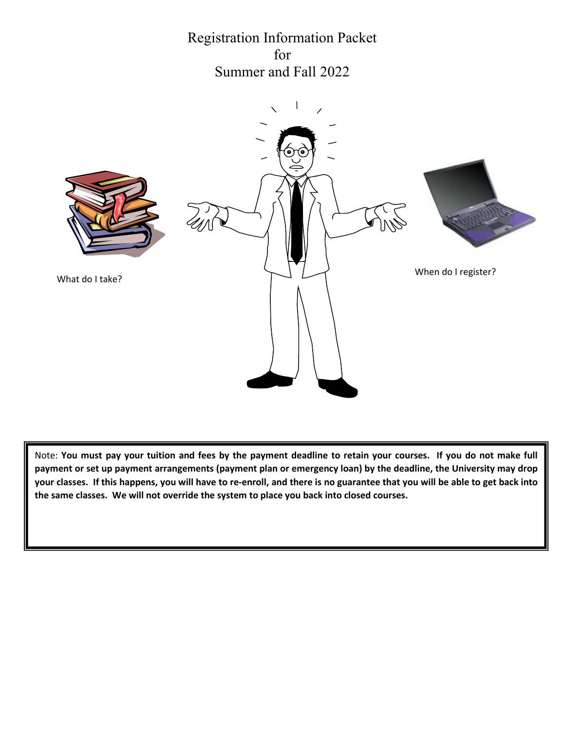# Registration Information Packet
# for
# Summer and Fall 2022

What do I take?

When do I register?

Note: **You must pay your tuition and fees by the payment deadline to retain your courses. If you do not make full payment or set up payment arrangements (payment plan or emergency loan) by the deadline, the University may drop your classes. If this happens, you will have to re-enroll, and there is no guarantee that you will be able to get back into the same classes. We will not override the system to place you back into closed courses.**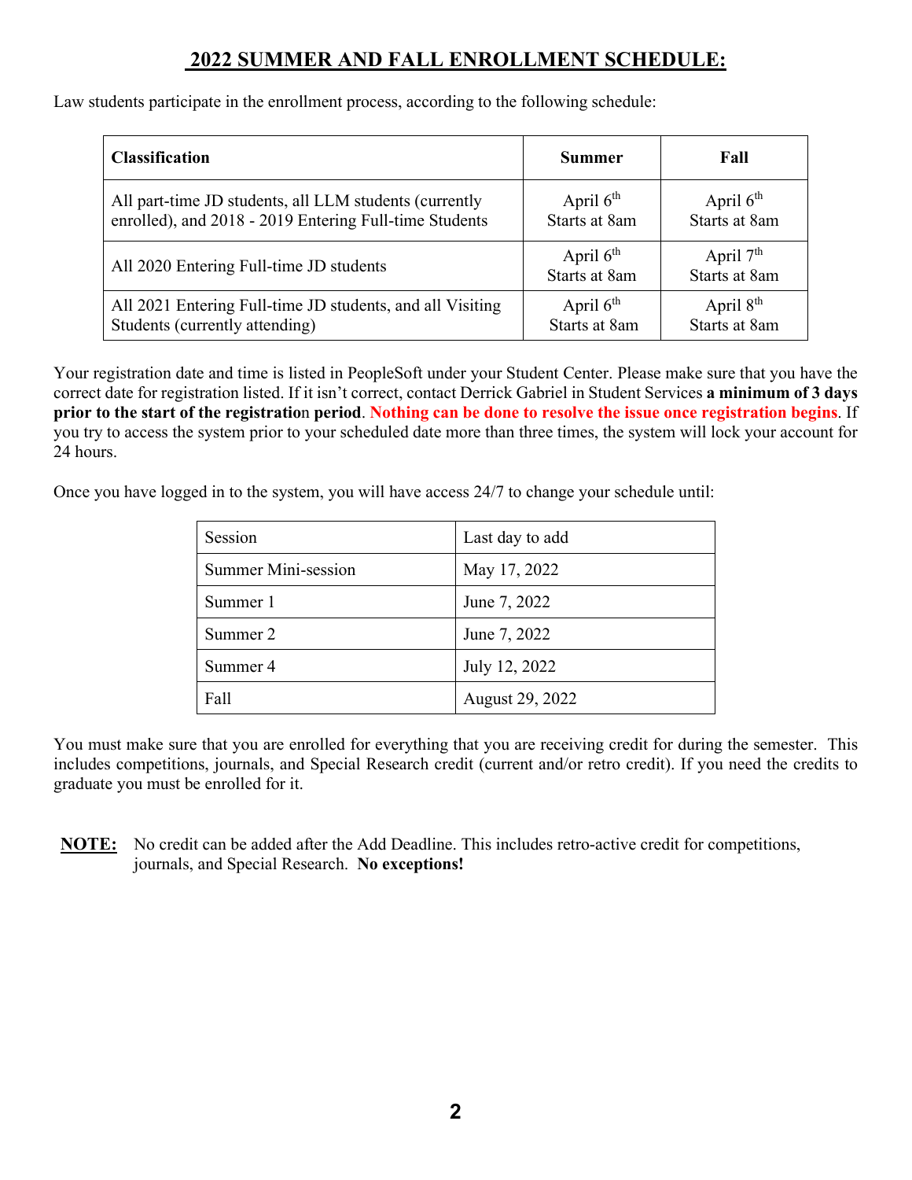## 2022 SUMMER AND FALL ENROLLMENT SCHEDULE:

Law students participate in the enrollment process, according to the following schedule:

| Classification | Summer | Fall |
| --- | --- | --- |
| All part-time JD students, all LLM students (currently enrolled), and 2018 - 2019 Entering Full-time Students | April 6th Starts at 8am | April 6th Starts at 8am |
| All 2020 Entering Full-time JD students | April 6th Starts at 8am | April 7th Starts at 8am |
| All 2021 Entering Full-time JD students, and all Visiting Students (currently attending) | April 6th Starts at 8am | April 8th Starts at 8am |

Your registration date and time is listed in PeopleSoft under your Student Center. Please make sure that you have the correct date for registration listed. If it isn't correct, contact Derrick Gabriel in Student Services **a minimum of 3 days prior to the start of the registration period**. **Nothing can be done to resolve the issue once registration begins**. If you try to access the system prior to your scheduled date more than three times, the system will lock your account for 24 hours.

Once you have logged in to the system, you will have access 24/7 to change your schedule until:

| Session | Last day to add |
| --- | --- |
| Summer Mini-session | May 17, 2022 |
| Summer 1 | June 7, 2022 |
| Summer 2 | June 7, 2022 |
| Summer 4 | July 12, 2022 |
| Fall | August 29, 2022 |

You must make sure that you are enrolled for everything that you are receiving credit for during the semester. This includes competitions, journals, and Special Research credit (current and/or retro credit). If you need the credits to graduate you must be enrolled for it.

**NOTE:** No credit can be added after the Add Deadline. This includes retro-active credit for competitions, journals, and Special Research. **No exceptions!**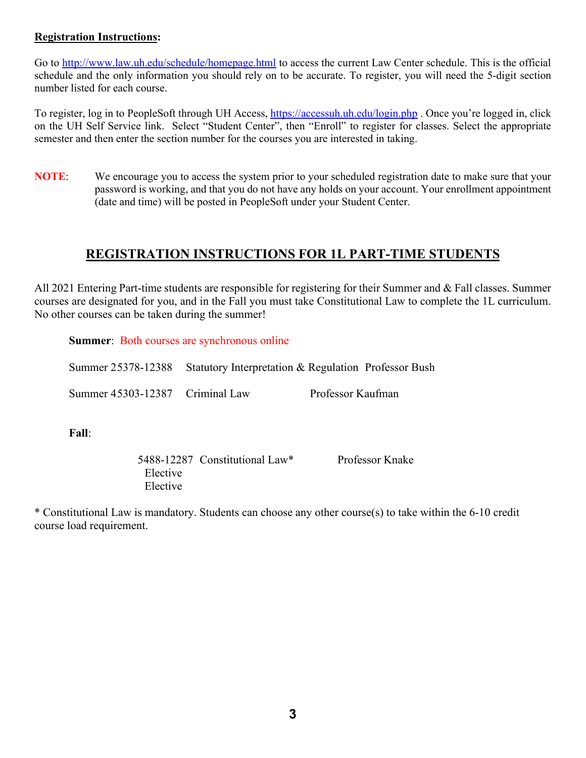**Registration Instructions:**

Go to http://www.law.uh.edu/schedule/homepage.html to access the current Law Center schedule. This is the official schedule and the only information you should rely on to be accurate. To register, you will need the 5-digit section number listed for each course.

To register, log in to PeopleSoft through UH Access, https://accessuh.uh.edu/login.php . Once you're logged in, click on the UH Self Service link. Select "Student Center", then "Enroll" to register for classes. Select the appropriate semester and then enter the section number for the courses you are interested in taking.

**NOTE**: We encourage you to access the system prior to your scheduled registration date to make sure that your password is working, and that you do not have any holds on your account. Your enrollment appointment (date and time) will be posted in PeopleSoft under your Student Center.

## REGISTRATION INSTRUCTIONS FOR 1L PART-TIME STUDENTS

All 2021 Entering Part-time students are responsible for registering for their Summer and & Fall classes. Summer courses are designated for you, and in the Fall you must take Constitutional Law to complete the 1L curriculum. No other courses can be taken during the summer!

**Summer**: Both courses are synchronous online

Summer 25378-12388 Statutory Interpretation & Regulation Professor Bush

Summer 45303-12387 Criminal Law Professor Kaufman

**Fall**:

5488-12287 Constitutional Law* Professor Knake
Elective
Elective

* Constitutional Law is mandatory. Students can choose any other course(s) to take within the 6-10 credit course load requirement.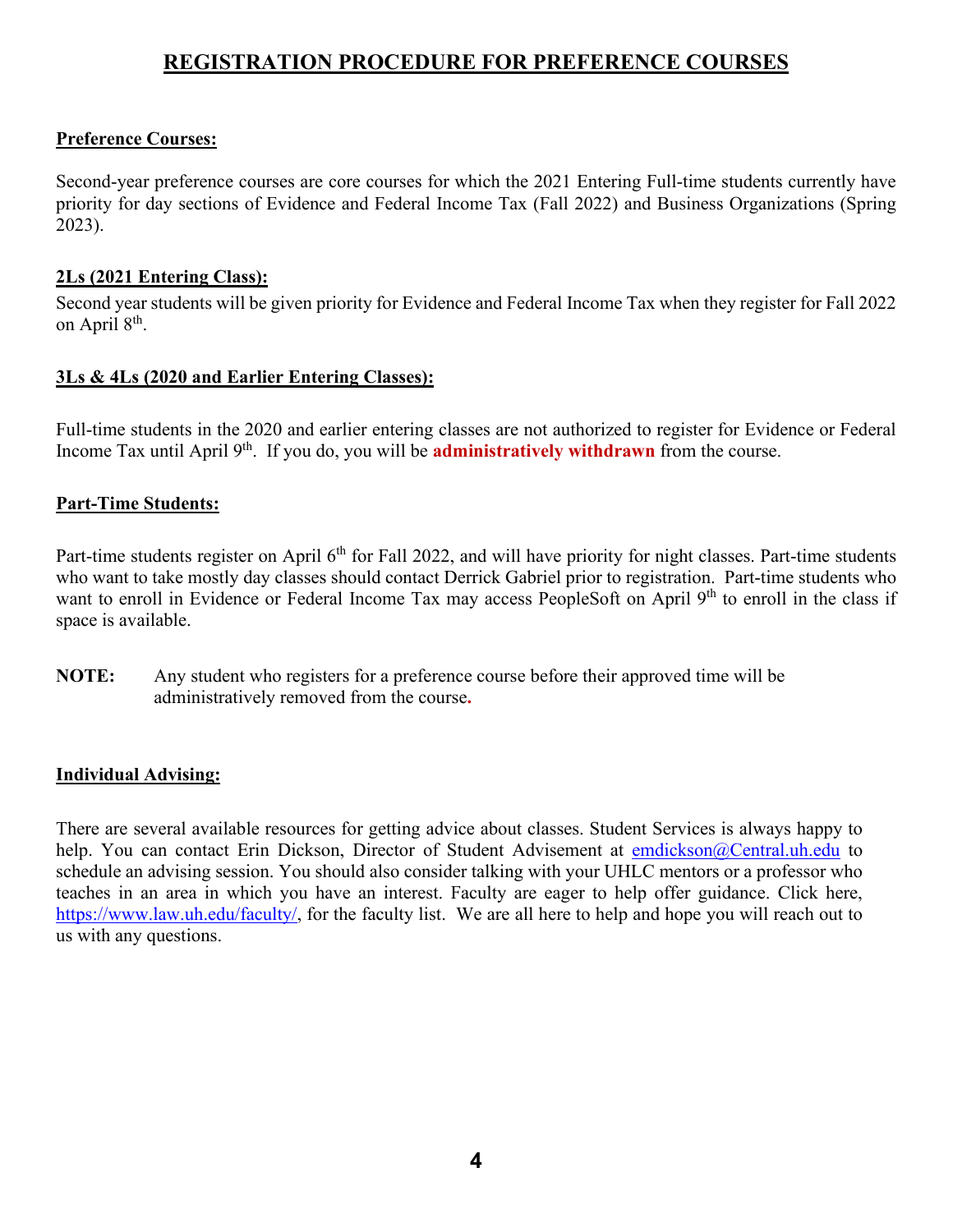# REGISTRATION PROCEDURE FOR PREFERENCE COURSES

**Preference Courses:**

Second-year preference courses are core courses for which the 2021 Entering Full-time students currently have priority for day sections of Evidence and Federal Income Tax (Fall 2022) and Business Organizations (Spring 2023).

**2Ls (2021 Entering Class):**

Second year students will be given priority for Evidence and Federal Income Tax when they register for Fall 2022 on April 8th.

**3Ls & 4Ls (2020 and Earlier Entering Classes):**

Full-time students in the 2020 and earlier entering classes are not authorized to register for Evidence or Federal Income Tax until April 9th. If you do, you will be **administratively withdrawn** from the course.

**Part-Time Students:**

Part-time students register on April 6th for Fall 2022, and will have priority for night classes. Part-time students who want to take mostly day classes should contact Derrick Gabriel prior to registration. Part-time students who want to enroll in Evidence or Federal Income Tax may access PeopleSoft on April 9th to enroll in the class if space is available.

**NOTE:** Any student who registers for a preference course before their approved time will be administratively removed from the course.

**Individual Advising:**

There are several available resources for getting advice about classes. Student Services is always happy to help. You can contact Erin Dickson, Director of Student Advisement at emdickson@Central.uh.edu to schedule an advising session. You should also consider talking with your UHLC mentors or a professor who teaches in an area in which you have an interest. Faculty are eager to help offer guidance. Click here, https://www.law.uh.edu/faculty/, for the faculty list. We are all here to help and hope you will reach out to us with any questions.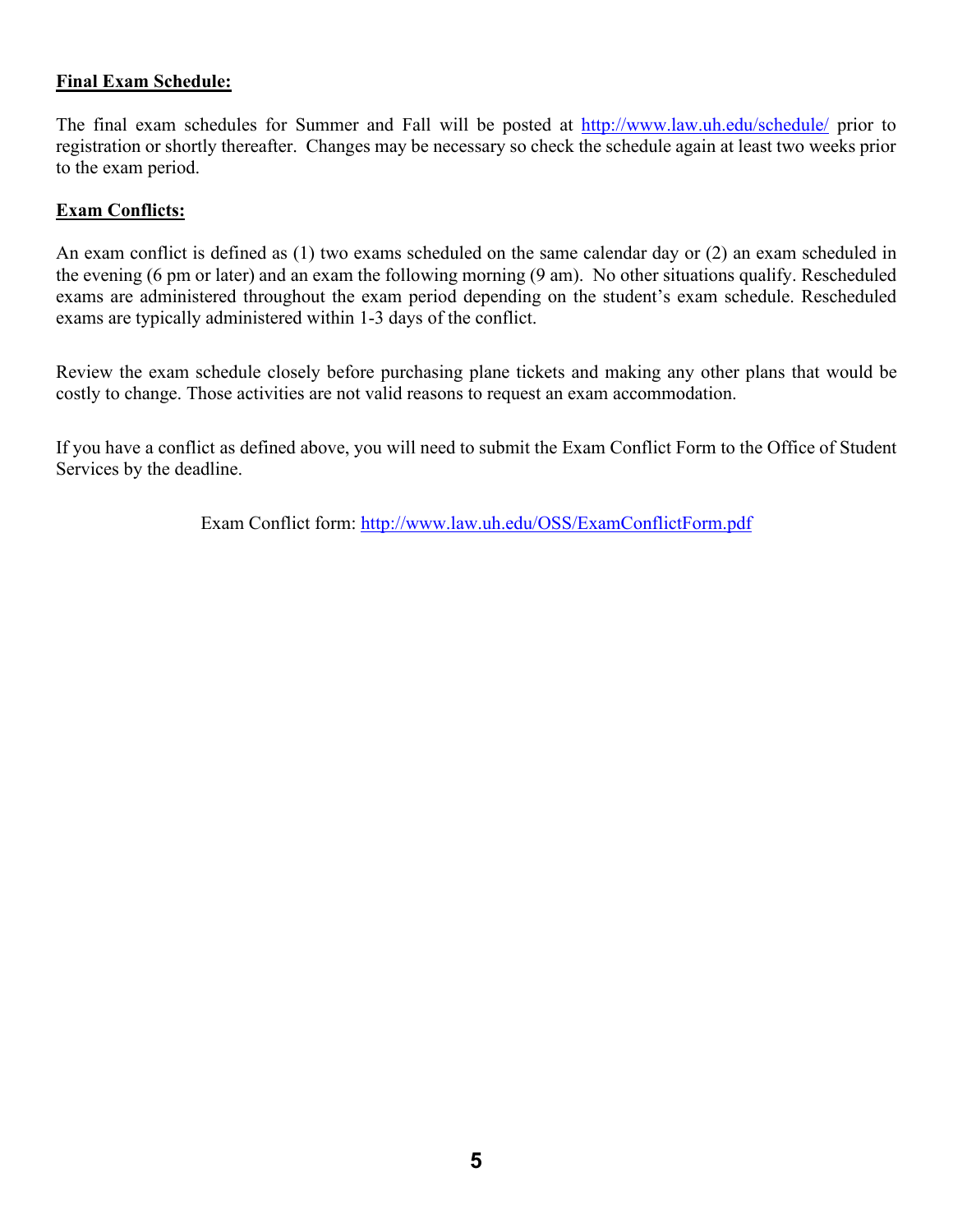**Final Exam Schedule:**

The final exam schedules for Summer and Fall will be posted at http://www.law.uh.edu/schedule/ prior to registration or shortly thereafter. Changes may be necessary so check the schedule again at least two weeks prior to the exam period.

**Exam Conflicts:**

An exam conflict is defined as (1) two exams scheduled on the same calendar day or (2) an exam scheduled in the evening (6 pm or later) and an exam the following morning (9 am). No other situations qualify. Rescheduled exams are administered throughout the exam period depending on the student's exam schedule. Rescheduled exams are typically administered within 1-3 days of the conflict.

Review the exam schedule closely before purchasing plane tickets and making any other plans that would be costly to change. Those activities are not valid reasons to request an exam accommodation.

If you have a conflict as defined above, you will need to submit the Exam Conflict Form to the Office of Student Services by the deadline.

Exam Conflict form: http://www.law.uh.edu/OSS/ExamConflictForm.pdf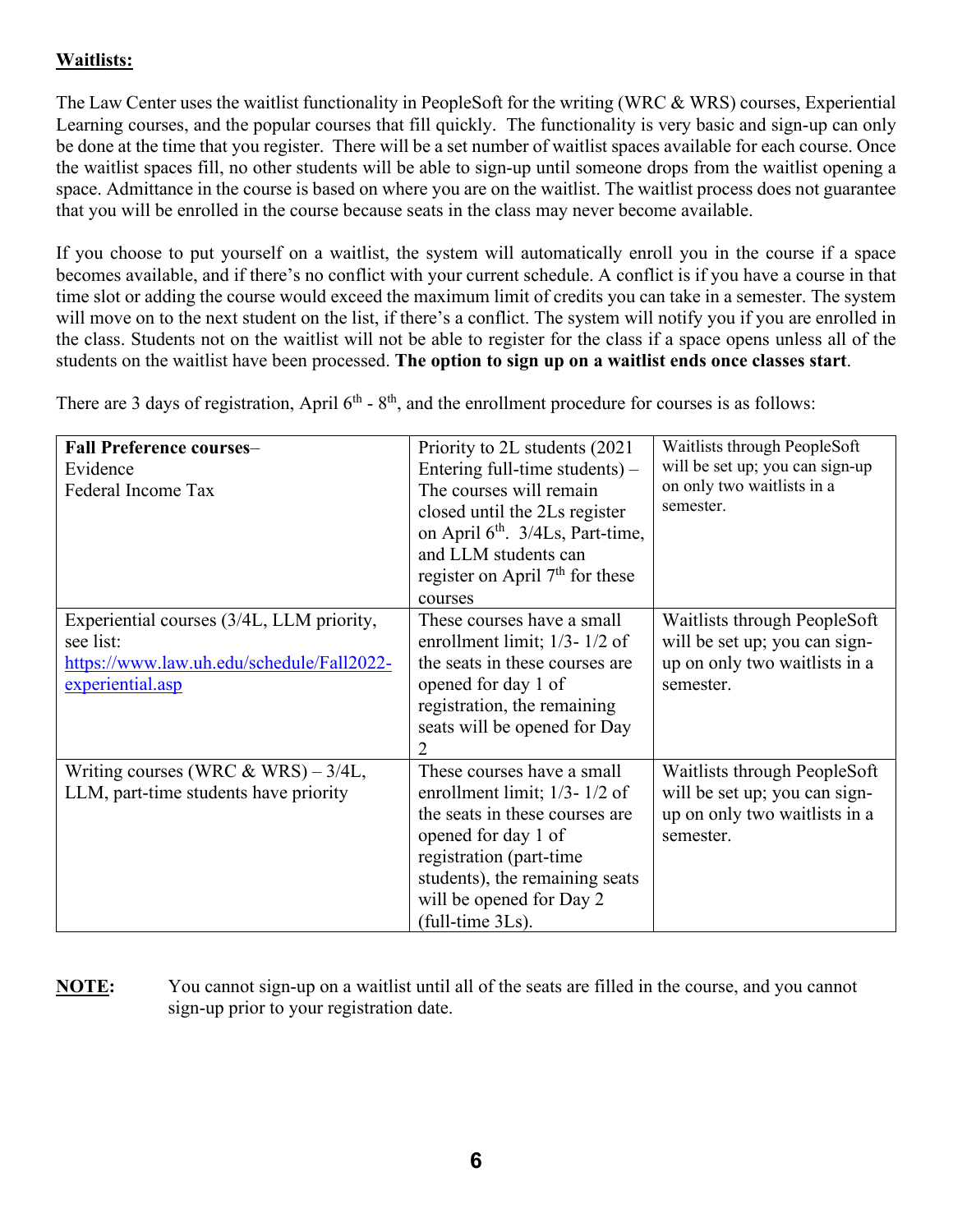**Waitlists:**

The Law Center uses the waitlist functionality in PeopleSoft for the writing (WRC & WRS) courses, Experiential Learning courses, and the popular courses that fill quickly. The functionality is very basic and sign-up can only be done at the time that you register. There will be a set number of waitlist spaces available for each course. Once the waitlist spaces fill, no other students will be able to sign-up until someone drops from the waitlist opening a space. Admittance in the course is based on where you are on the waitlist. The waitlist process does not guarantee that you will be enrolled in the course because seats in the class may never become available.

If you choose to put yourself on a waitlist, the system will automatically enroll you in the course if a space becomes available, and if there's no conflict with your current schedule. A conflict is if you have a course in that time slot or adding the course would exceed the maximum limit of credits you can take in a semester. The system will move on to the next student on the list, if there's a conflict. The system will notify you if you are enrolled in the class. Students not on the waitlist will not be able to register for the class if a space opens unless all of the students on the waitlist have been processed. **The option to sign up on a waitlist ends once classes start**.

There are 3 days of registration, April 6th - 8th, and the enrollment procedure for courses is as follows:

| | | |
|---|---|---|
| **Fall Preference courses**–<br>Evidence<br>Federal Income Tax | Priority to 2L students (2021 Entering full-time students) – The courses will remain closed until the 2Ls register on April 6th. 3/4Ls, Part-time, and LLM students can register on April 7th for these courses | Waitlists through PeopleSoft will be set up; you can sign-up on only two waitlists in a semester. |
| Experiential courses (3/4L, LLM priority, see list: [https://www.law.uh.edu/schedule/Fall2022-experiential.asp](https://www.law.uh.edu/schedule/Fall2022-experiential.asp) | These courses have a small enrollment limit; 1/3- 1/2 of the seats in these courses are opened for day 1 of registration, the remaining seats will be opened for Day 2 | Waitlists through PeopleSoft will be set up; you can sign-up on only two waitlists in a semester. |
| Writing courses (WRC & WRS) – 3/4L, LLM, part-time students have priority | These courses have a small enrollment limit; 1/3- 1/2 of the seats in these courses are opened for day 1 of registration (part-time students), the remaining seats will be opened for Day 2 (full-time 3Ls). | Waitlists through PeopleSoft will be set up; you can sign-up on only two waitlists in a semester. |

**NOTE:** You cannot sign-up on a waitlist until all of the seats are filled in the course, and you cannot sign-up prior to your registration date.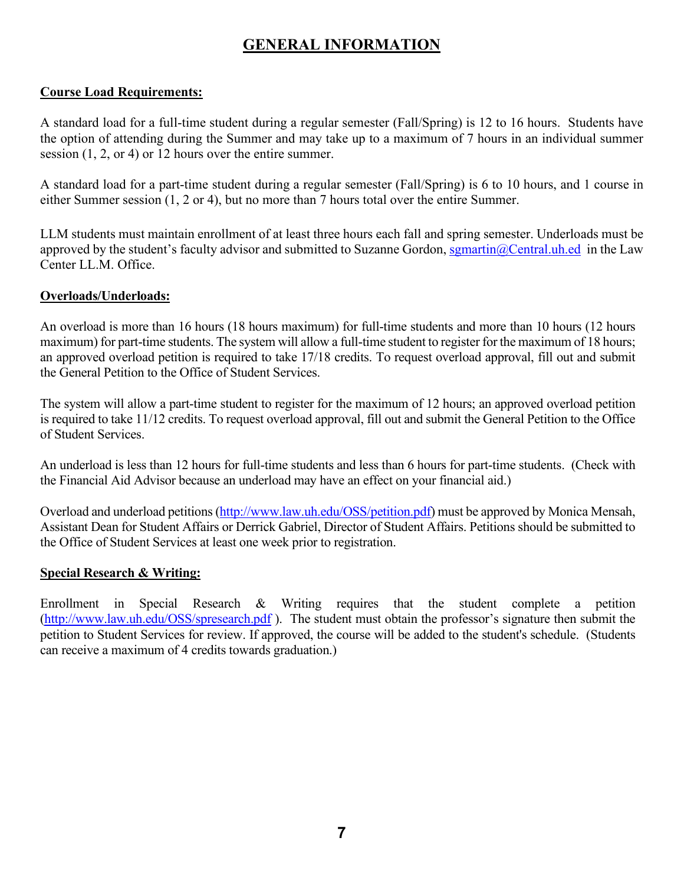# GENERAL INFORMATION

**Course Load Requirements:**

A standard load for a full-time student during a regular semester (Fall/Spring) is 12 to 16 hours. Students have the option of attending during the Summer and may take up to a maximum of 7 hours in an individual summer session (1, 2, or 4) or 12 hours over the entire summer.

A standard load for a part-time student during a regular semester (Fall/Spring) is 6 to 10 hours, and 1 course in either Summer session (1, 2 or 4), but no more than 7 hours total over the entire Summer.

LLM students must maintain enrollment of at least three hours each fall and spring semester. Underloads must be approved by the student's faculty advisor and submitted to Suzanne Gordon, sgmartin@Central.uh.ed in the Law Center LL.M. Office.

**Overloads/Underloads:**

An overload is more than 16 hours (18 hours maximum) for full-time students and more than 10 hours (12 hours maximum) for part-time students. The system will allow a full-time student to register for the maximum of 18 hours; an approved overload petition is required to take 17/18 credits. To request overload approval, fill out and submit the General Petition to the Office of Student Services.

The system will allow a part-time student to register for the maximum of 12 hours; an approved overload petition is required to take 11/12 credits. To request overload approval, fill out and submit the General Petition to the Office of Student Services.

An underload is less than 12 hours for full-time students and less than 6 hours for part-time students. (Check with the Financial Aid Advisor because an underload may have an effect on your financial aid.)

Overload and underload petitions (http://www.law.uh.edu/OSS/petition.pdf) must be approved by Monica Mensah, Assistant Dean for Student Affairs or Derrick Gabriel, Director of Student Affairs. Petitions should be submitted to the Office of Student Services at least one week prior to registration.

**Special Research & Writing:**

Enrollment in Special Research & Writing requires that the student complete a petition (http://www.law.uh.edu/OSS/spresearch.pdf ). The student must obtain the professor's signature then submit the petition to Student Services for review. If approved, the course will be added to the student's schedule. (Students can receive a maximum of 4 credits towards graduation.)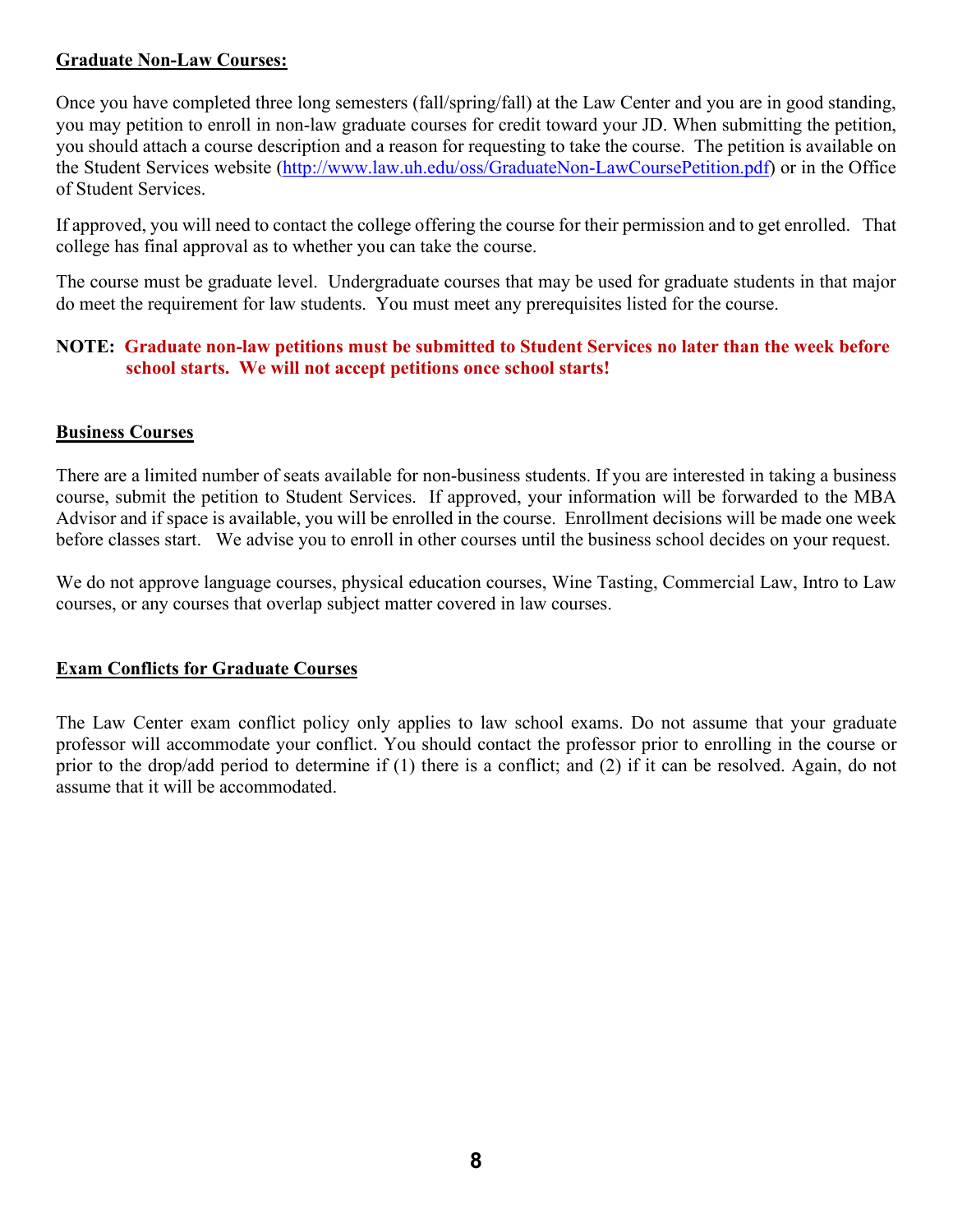## Graduate Non-Law Courses:

Once you have completed three long semesters (fall/spring/fall) at the Law Center and you are in good standing, you may petition to enroll in non-law graduate courses for credit toward your JD. When submitting the petition, you should attach a course description and a reason for requesting to take the course. The petition is available on the Student Services website (http://www.law.uh.edu/oss/GraduateNon-LawCoursePetition.pdf) or in the Office of Student Services.

If approved, you will need to contact the college offering the course for their permission and to get enrolled. That college has final approval as to whether you can take the course.

The course must be graduate level. Undergraduate courses that may be used for graduate students in that major do meet the requirement for law students. You must meet any prerequisites listed for the course.

**NOTE: Graduate non-law petitions must be submitted to Student Services no later than the week before school starts. We will not accept petitions once school starts!**

## Business Courses

There are a limited number of seats available for non-business students. If you are interested in taking a business course, submit the petition to Student Services. If approved, your information will be forwarded to the MBA Advisor and if space is available, you will be enrolled in the course. Enrollment decisions will be made one week before classes start. We advise you to enroll in other courses until the business school decides on your request.

We do not approve language courses, physical education courses, Wine Tasting, Commercial Law, Intro to Law courses, or any courses that overlap subject matter covered in law courses.

## Exam Conflicts for Graduate Courses

The Law Center exam conflict policy only applies to law school exams. Do not assume that your graduate professor will accommodate your conflict. You should contact the professor prior to enrolling in the course or prior to the drop/add period to determine if (1) there is a conflict; and (2) if it can be resolved. Again, do not assume that it will be accommodated.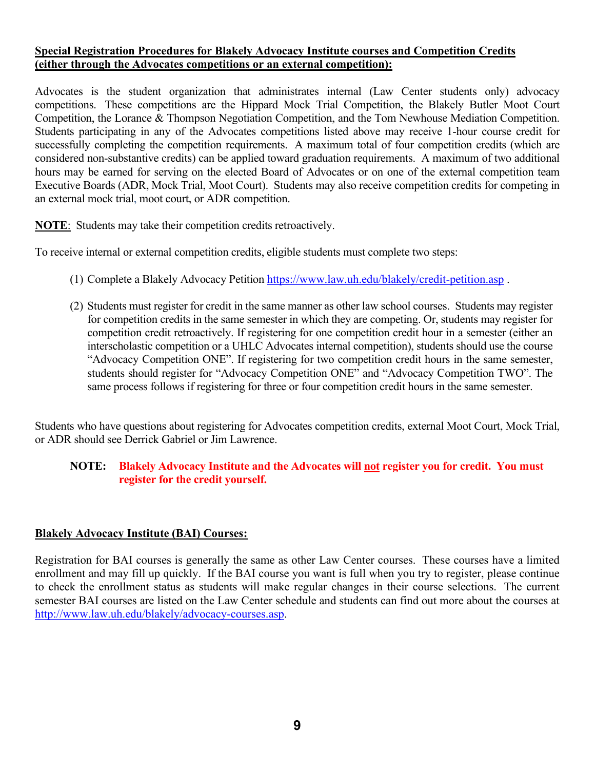**Special Registration Procedures for Blakely Advocacy Institute courses and Competition Credits (either through the Advocates competitions or an external competition):**

Advocates is the student organization that administrates internal (Law Center students only) advocacy competitions. These competitions are the Hippard Mock Trial Competition, the Blakely Butler Moot Court Competition, the Lorance & Thompson Negotiation Competition, and the Tom Newhouse Mediation Competition. Students participating in any of the Advocates competitions listed above may receive 1-hour course credit for successfully completing the competition requirements. A maximum total of four competition credits (which are considered non-substantive credits) can be applied toward graduation requirements. A maximum of two additional hours may be earned for serving on the elected Board of Advocates or on one of the external competition team Executive Boards (ADR, Mock Trial, Moot Court). Students may also receive competition credits for competing in an external mock trial, moot court, or ADR competition.

**NOTE**: Students may take their competition credits retroactively.

To receive internal or external competition credits, eligible students must complete two steps:

(1) Complete a Blakely Advocacy Petition https://www.law.uh.edu/blakely/credit-petition.asp .

(2) Students must register for credit in the same manner as other law school courses. Students may register for competition credits in the same semester in which they are competing. Or, students may register for competition credit retroactively. If registering for one competition credit hour in a semester (either an interscholastic competition or a UHLC Advocates internal competition), students should use the course "Advocacy Competition ONE". If registering for two competition credit hours in the same semester, students should register for "Advocacy Competition ONE" and "Advocacy Competition TWO". The same process follows if registering for three or four competition credit hours in the same semester.

Students who have questions about registering for Advocates competition credits, external Moot Court, Mock Trial, or ADR should see Derrick Gabriel or Jim Lawrence.

> **NOTE: Blakely Advocacy Institute and the Advocates will not register you for credit. You must register for the credit yourself.**

**Blakely Advocacy Institute (BAI) Courses:**

Registration for BAI courses is generally the same as other Law Center courses. These courses have a limited enrollment and may fill up quickly. If the BAI course you want is full when you try to register, please continue to check the enrollment status as students will make regular changes in their course selections. The current semester BAI courses are listed on the Law Center schedule and students can find out more about the courses at http://www.law.uh.edu/blakely/advocacy-courses.asp.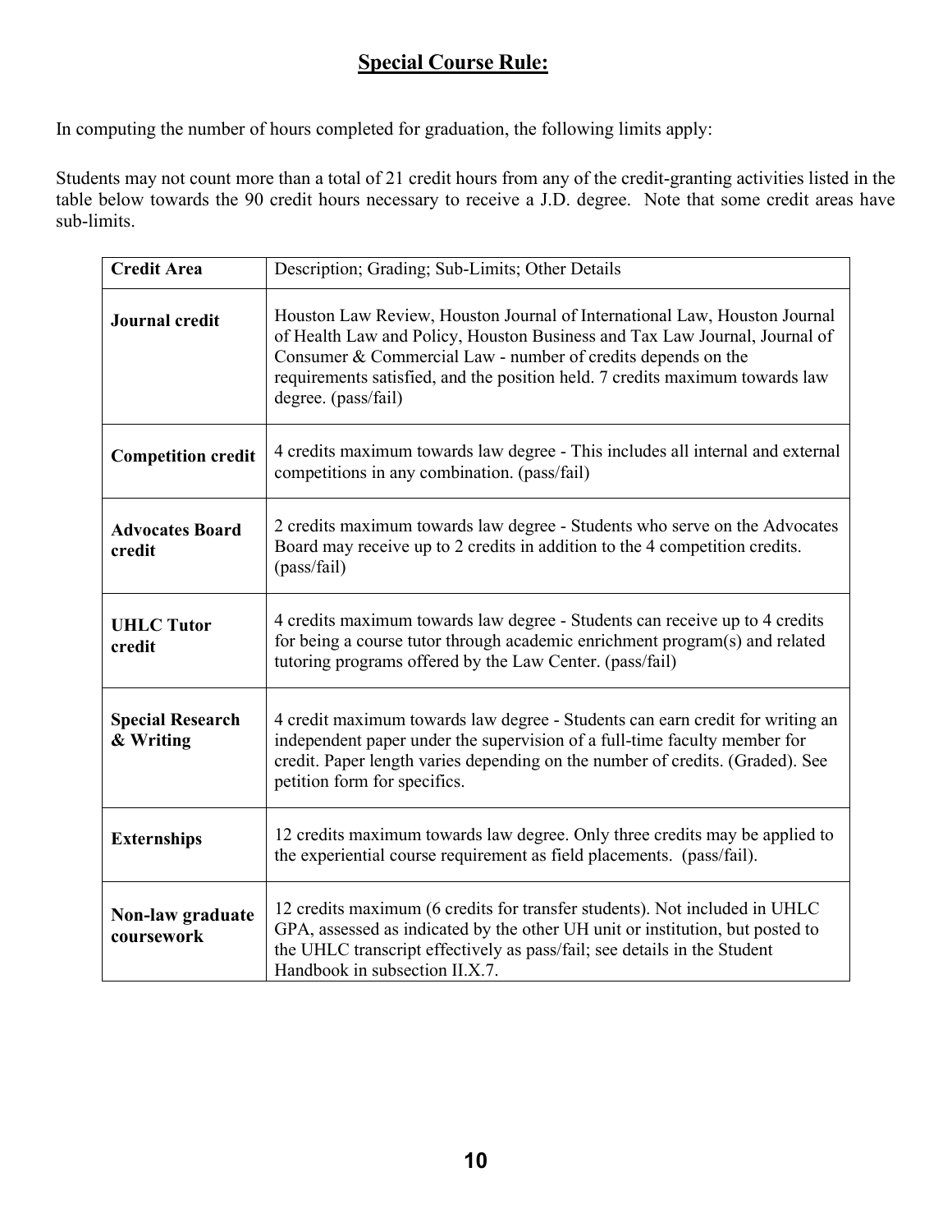## Special Course Rule:

In computing the number of hours completed for graduation, the following limits apply:

Students may not count more than a total of 21 credit hours from any of the credit-granting activities listed in the table below towards the 90 credit hours necessary to receive a J.D. degree. Note that some credit areas have sub-limits.

| **Credit Area** | Description; Grading; Sub-Limits; Other Details |
|---|---|
| **Journal credit** | Houston Law Review, Houston Journal of International Law, Houston Journal of Health Law and Policy, Houston Business and Tax Law Journal, Journal of Consumer & Commercial Law - number of credits depends on the requirements satisfied, and the position held. 7 credits maximum towards law degree. (pass/fail) |
| **Competition credit** | 4 credits maximum towards law degree - This includes all internal and external competitions in any combination. (pass/fail) |
| **Advocates Board credit** | 2 credits maximum towards law degree - Students who serve on the Advocates Board may receive up to 2 credits in addition to the 4 competition credits. (pass/fail) |
| **UHLC Tutor credit** | 4 credits maximum towards law degree - Students can receive up to 4 credits for being a course tutor through academic enrichment program(s) and related tutoring programs offered by the Law Center. (pass/fail) |
| **Special Research & Writing** | 4 credit maximum towards law degree - Students can earn credit for writing an independent paper under the supervision of a full-time faculty member for credit. Paper length varies depending on the number of credits. (Graded). See petition form for specifics. |
| **Externships** | 12 credits maximum towards law degree. Only three credits may be applied to the experiential course requirement as field placements. (pass/fail). |
| **Non-law graduate coursework** | 12 credits maximum (6 credits for transfer students). Not included in UHLC GPA, assessed as indicated by the other UH unit or institution, but posted to the UHLC transcript effectively as pass/fail; see details in the Student Handbook in subsection II.X.7. |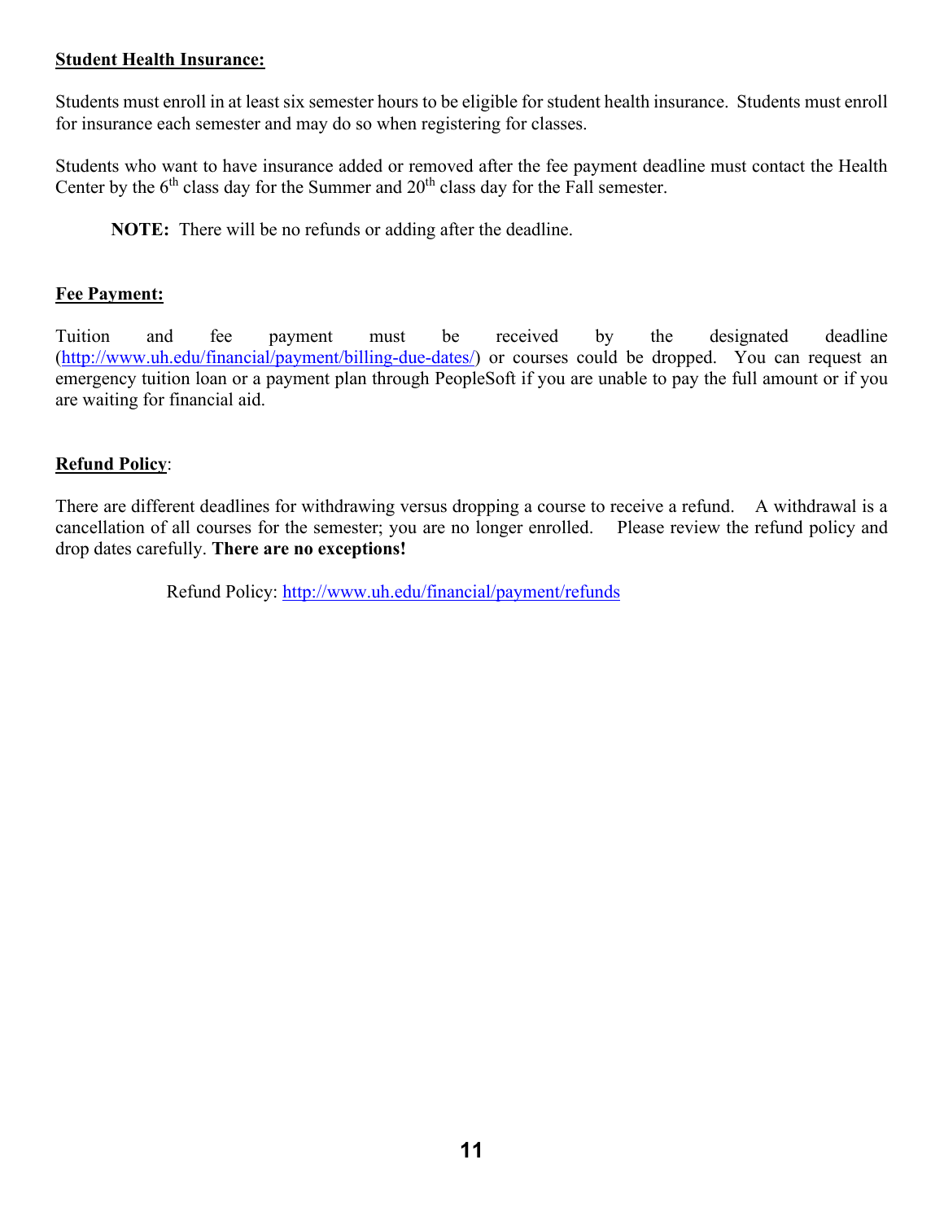**Student Health Insurance:**

Students must enroll in at least six semester hours to be eligible for student health insurance. Students must enroll for insurance each semester and may do so when registering for classes.

Students who want to have insurance added or removed after the fee payment deadline must contact the Health Center by the 6th class day for the Summer and 20th class day for the Fall semester.

> **NOTE:** There will be no refunds or adding after the deadline.

**Fee Payment:**

Tuition and fee payment must be received by the designated deadline (http://www.uh.edu/financial/payment/billing-due-dates/) or courses could be dropped. You can request an emergency tuition loan or a payment plan through PeopleSoft if you are unable to pay the full amount or if you are waiting for financial aid.

**Refund Policy**:

There are different deadlines for withdrawing versus dropping a course to receive a refund. A withdrawal is a cancellation of all courses for the semester; you are no longer enrolled. Please review the refund policy and drop dates carefully. **There are no exceptions!**

Refund Policy: http://www.uh.edu/financial/payment/refunds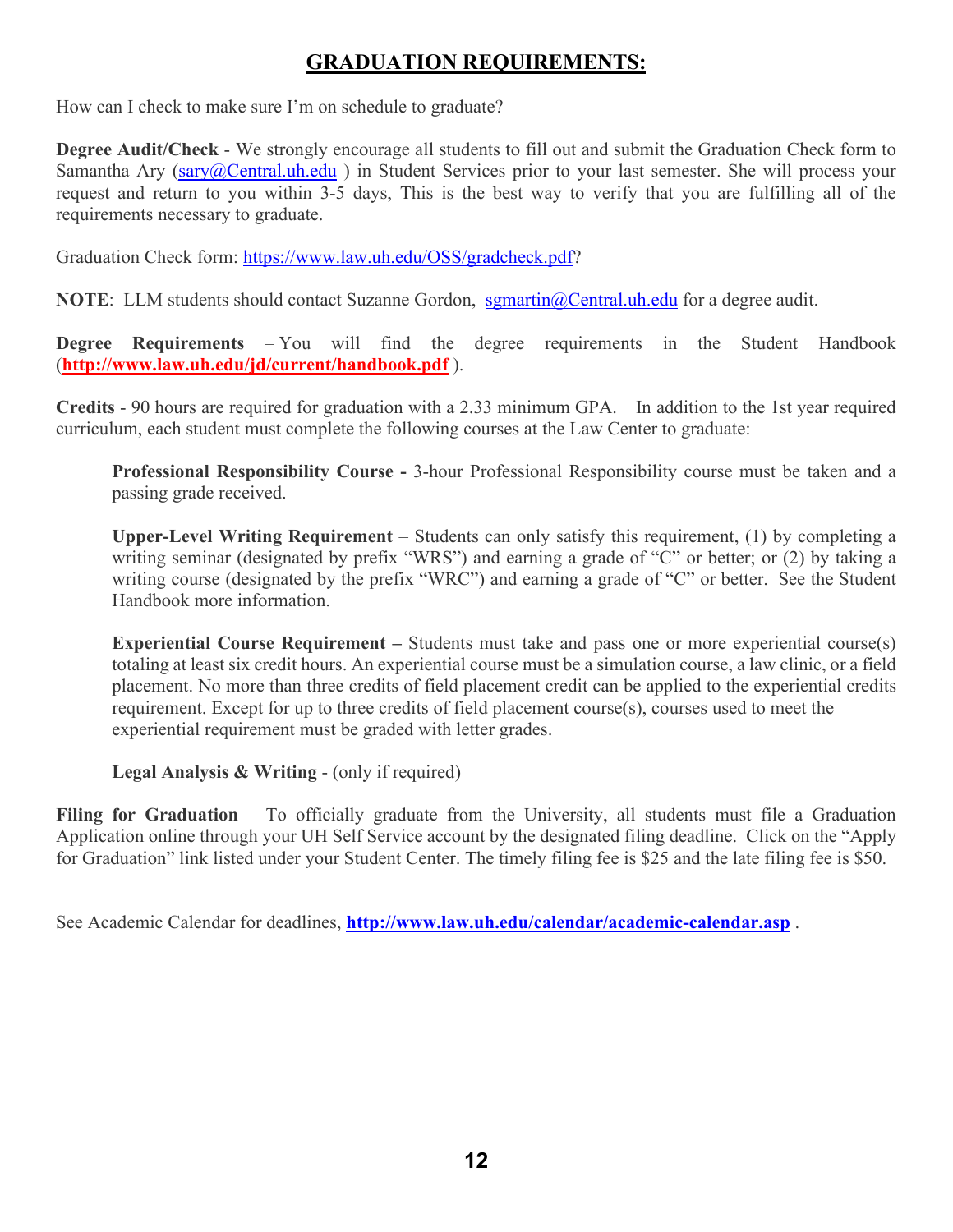## GRADUATION REQUIREMENTS:

How can I check to make sure I'm on schedule to graduate?

**Degree Audit/Check** - We strongly encourage all students to fill out and submit the Graduation Check form to Samantha Ary (sary@Central.uh.edu ) in Student Services prior to your last semester. She will process your request and return to you within 3-5 days, This is the best way to verify that you are fulfilling all of the requirements necessary to graduate.

Graduation Check form: https://www.law.uh.edu/OSS/gradcheck.pdf?

**NOTE**: LLM students should contact Suzanne Gordon, sgmartin@Central.uh.edu for a degree audit.

**Degree Requirements** – You will find the degree requirements in the Student Handbook (**http://www.law.uh.edu/jd/current/handbook.pdf** ).

**Credits** - 90 hours are required for graduation with a 2.33 minimum GPA. In addition to the 1st year required curriculum, each student must complete the following courses at the Law Center to graduate:

> **Professional Responsibility Course -** 3-hour Professional Responsibility course must be taken and a passing grade received.
>
> **Upper-Level Writing Requirement** – Students can only satisfy this requirement, (1) by completing a writing seminar (designated by prefix "WRS") and earning a grade of "C" or better; or (2) by taking a writing course (designated by the prefix "WRC") and earning a grade of "C" or better. See the Student Handbook more information.
>
> **Experiential Course Requirement –** Students must take and pass one or more experiential course(s) totaling at least six credit hours. An experiential course must be a simulation course, a law clinic, or a field placement. No more than three credits of field placement credit can be applied to the experiential credits requirement. Except for up to three credits of field placement course(s), courses used to meet the experiential requirement must be graded with letter grades.
>
> **Legal Analysis & Writing** - (only if required)

**Filing for Graduation** – To officially graduate from the University, all students must file a Graduation Application online through your UH Self Service account by the designated filing deadline. Click on the "Apply for Graduation" link listed under your Student Center. The timely filing fee is $25 and the late filing fee is $50.

See Academic Calendar for deadlines, **http://www.law.uh.edu/calendar/academic-calendar.asp** .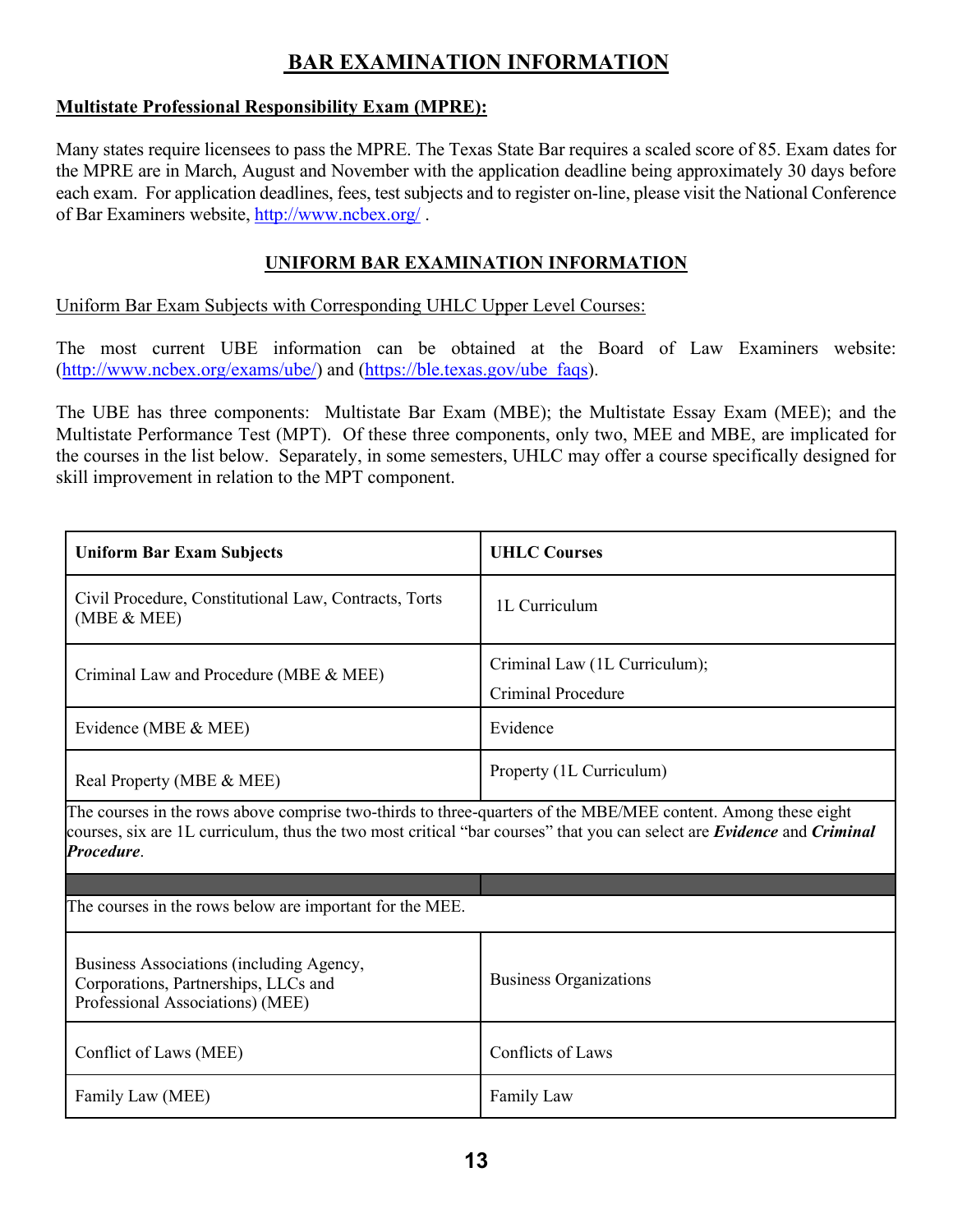# BAR EXAMINATION INFORMATION

## Multistate Professional Responsibility Exam (MPRE):

Many states require licensees to pass the MPRE. The Texas State Bar requires a scaled score of 85. Exam dates for the MPRE are in March, August and November with the application deadline being approximately 30 days before each exam. For application deadlines, fees, test subjects and to register on-line, please visit the National Conference of Bar Examiners website, http://www.ncbex.org/ .

## UNIFORM BAR EXAMINATION INFORMATION

Uniform Bar Exam Subjects with Corresponding UHLC Upper Level Courses:

The most current UBE information can be obtained at the Board of Law Examiners website: (http://www.ncbex.org/exams/ube/) and (https://ble.texas.gov/ube_faqs).

The UBE has three components: Multistate Bar Exam (MBE); the Multistate Essay Exam (MEE); and the Multistate Performance Test (MPT). Of these three components, only two, MEE and MBE, are implicated for the courses in the list below. Separately, in some semesters, UHLC may offer a course specifically designed for skill improvement in relation to the MPT component.

| Uniform Bar Exam Subjects | UHLC Courses |
|---|---|
| Civil Procedure, Constitutional Law, Contracts, Torts (MBE & MEE) | 1L Curriculum |
| Criminal Law and Procedure (MBE & MEE) | Criminal Law (1L Curriculum); Criminal Procedure |
| Evidence (MBE & MEE) | Evidence |
| Real Property (MBE & MEE) | Property (1L Curriculum) |
| The courses in the rows above comprise two-thirds to three-quarters of the MBE/MEE content. Among these eight courses, six are 1L curriculum, thus the two most critical "bar courses" that you can select are ***Evidence*** and ***Criminal Procedure***. | |
| | |
| The courses in the rows below are important for the MEE. | |
| Business Associations (including Agency, Corporations, Partnerships, LLCs and Professional Associations) (MEE) | Business Organizations |
| Conflict of Laws (MEE) | Conflicts of Laws |
| Family Law (MEE) | Family Law |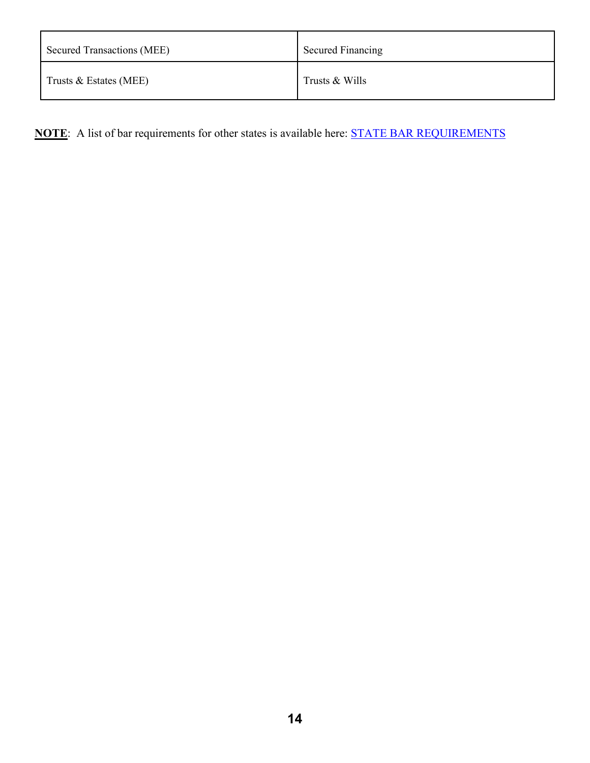| | |
|---|---|
| Secured Transactions (MEE) | Secured Financing |
| Trusts & Estates (MEE) | Trusts & Wills |

**NOTE**: A list of bar requirements for other states is available here: STATE BAR REQUIREMENTS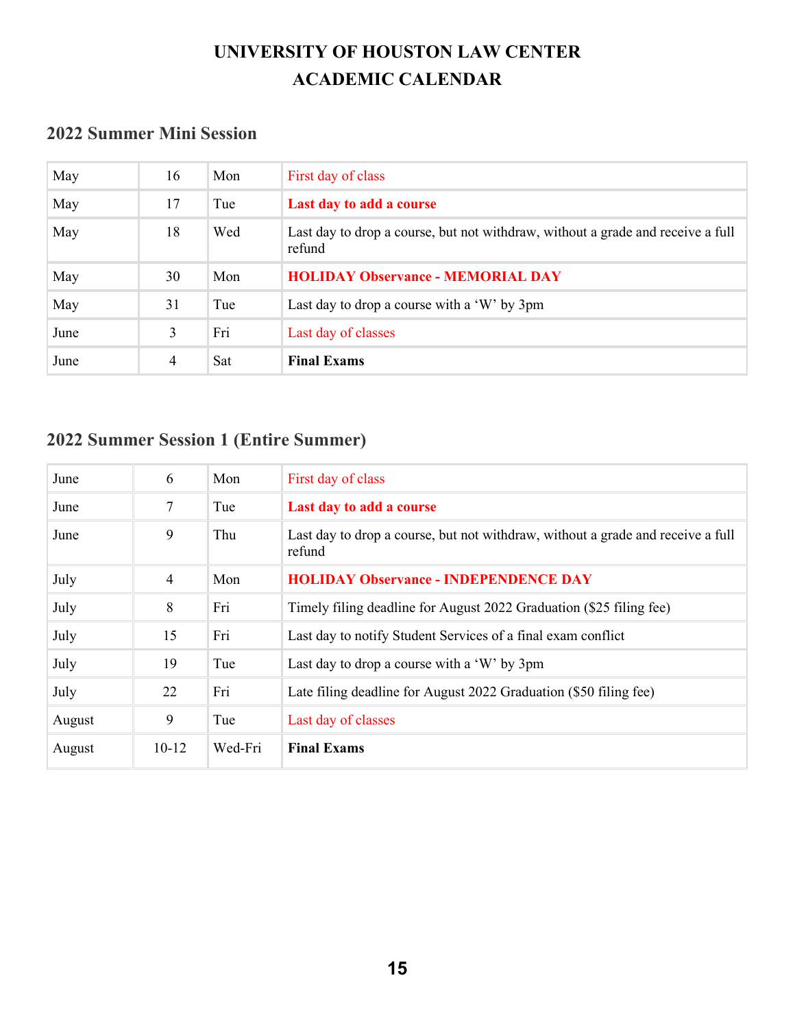# UNIVERSITY OF HOUSTON LAW CENTER
# ACADEMIC CALENDAR

## 2022 Summer Mini Session

| | | | |
|---|---|---|---|
| May | 16 | Mon | First day of class |
| May | 17 | Tue | **Last day to add a course** |
| May | 18 | Wed | Last day to drop a course, but not withdraw, without a grade and receive a full refund |
| May | 30 | Mon | **HOLIDAY Observance - MEMORIAL DAY** |
| May | 31 | Tue | Last day to drop a course with a 'W' by 3pm |
| June | 3 | Fri | Last day of classes |
| June | 4 | Sat | **Final Exams** |

## 2022 Summer Session 1 (Entire Summer)

| | | | |
|---|---|---|---|
| June | 6 | Mon | First day of class |
| June | 7 | Tue | **Last day to add a course** |
| June | 9 | Thu | Last day to drop a course, but not withdraw, without a grade and receive a full refund |
| July | 4 | Mon | **HOLIDAY Observance - INDEPENDENCE DAY** |
| July | 8 | Fri | Timely filing deadline for August 2022 Graduation ($25 filing fee) |
| July | 15 | Fri | Last day to notify Student Services of a final exam conflict |
| July | 19 | Tue | Last day to drop a course with a 'W' by 3pm |
| July | 22 | Fri | Late filing deadline for August 2022 Graduation ($50 filing fee) |
| August | 9 | Tue | Last day of classes |
| August | 10-12 | Wed-Fri | **Final Exams** |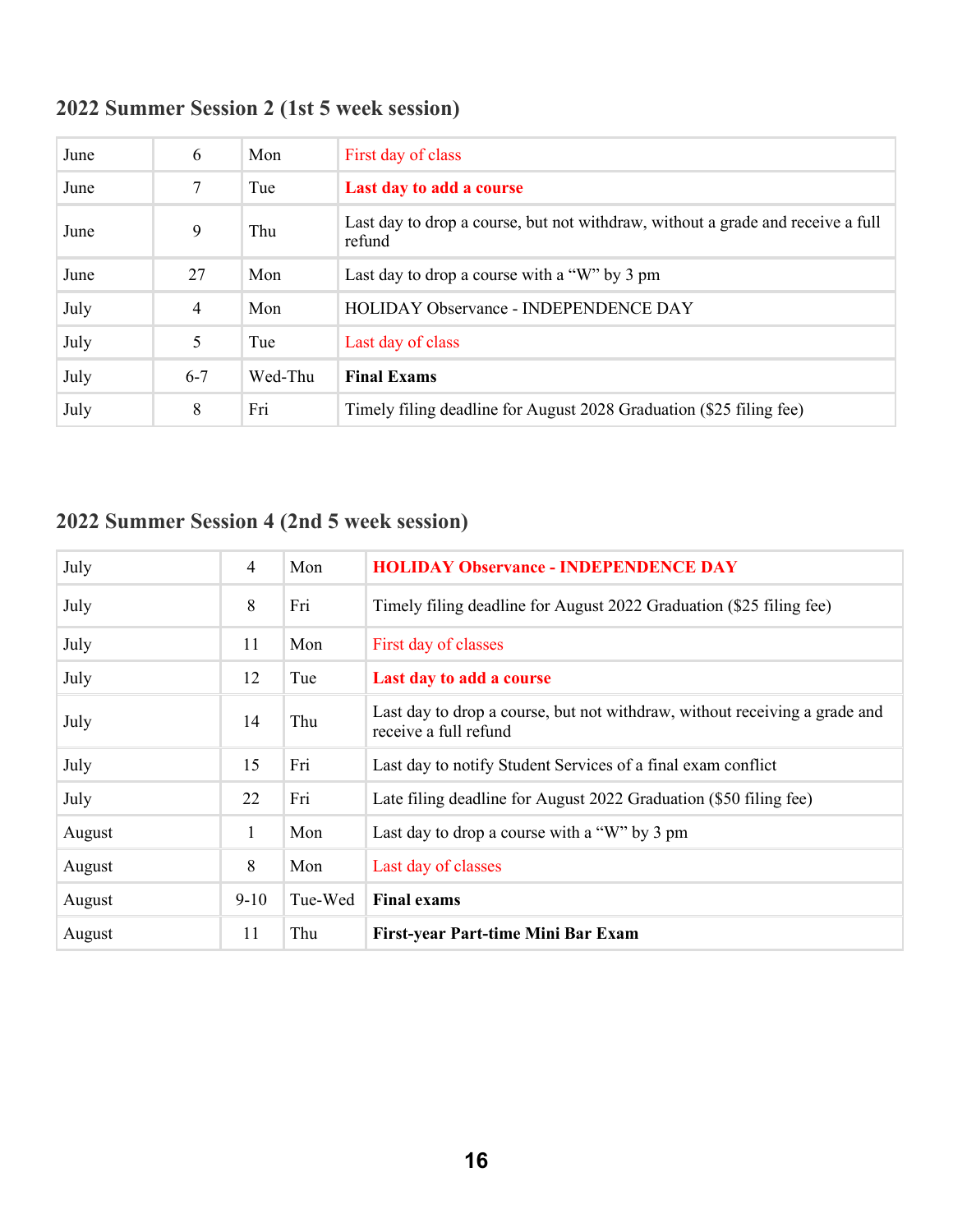## 2022 Summer Session 2 (1st 5 week session)

| | | | |
|---|---|---|---|
| June | 6 | Mon | First day of class |
| June | 7 | Tue | **Last day to add a course** |
| June | 9 | Thu | Last day to drop a course, but not withdraw, without a grade and receive a full refund |
| June | 27 | Mon | Last day to drop a course with a "W" by 3 pm |
| July | 4 | Mon | HOLIDAY Observance - INDEPENDENCE DAY |
| July | 5 | Tue | Last day of class |
| July | 6-7 | Wed-Thu | **Final Exams** |
| July | 8 | Fri | Timely filing deadline for August 2028 Graduation ($25 filing fee) |

## 2022 Summer Session 4 (2nd 5 week session)

| | | | |
|---|---|---|---|
| July | 4 | Mon | **HOLIDAY Observance - INDEPENDENCE DAY** |
| July | 8 | Fri | Timely filing deadline for August 2022 Graduation ($25 filing fee) |
| July | 11 | Mon | First day of classes |
| July | 12 | Tue | **Last day to add a course** |
| July | 14 | Thu | Last day to drop a course, but not withdraw, without receiving a grade and receive a full refund |
| July | 15 | Fri | Last day to notify Student Services of a final exam conflict |
| July | 22 | Fri | Late filing deadline for August 2022 Graduation ($50 filing fee) |
| August | 1 | Mon | Last day to drop a course with a "W" by 3 pm |
| August | 8 | Mon | Last day of classes |
| August | 9-10 | Tue-Wed | **Final exams** |
| August | 11 | Thu | **First-year Part-time Mini Bar Exam** |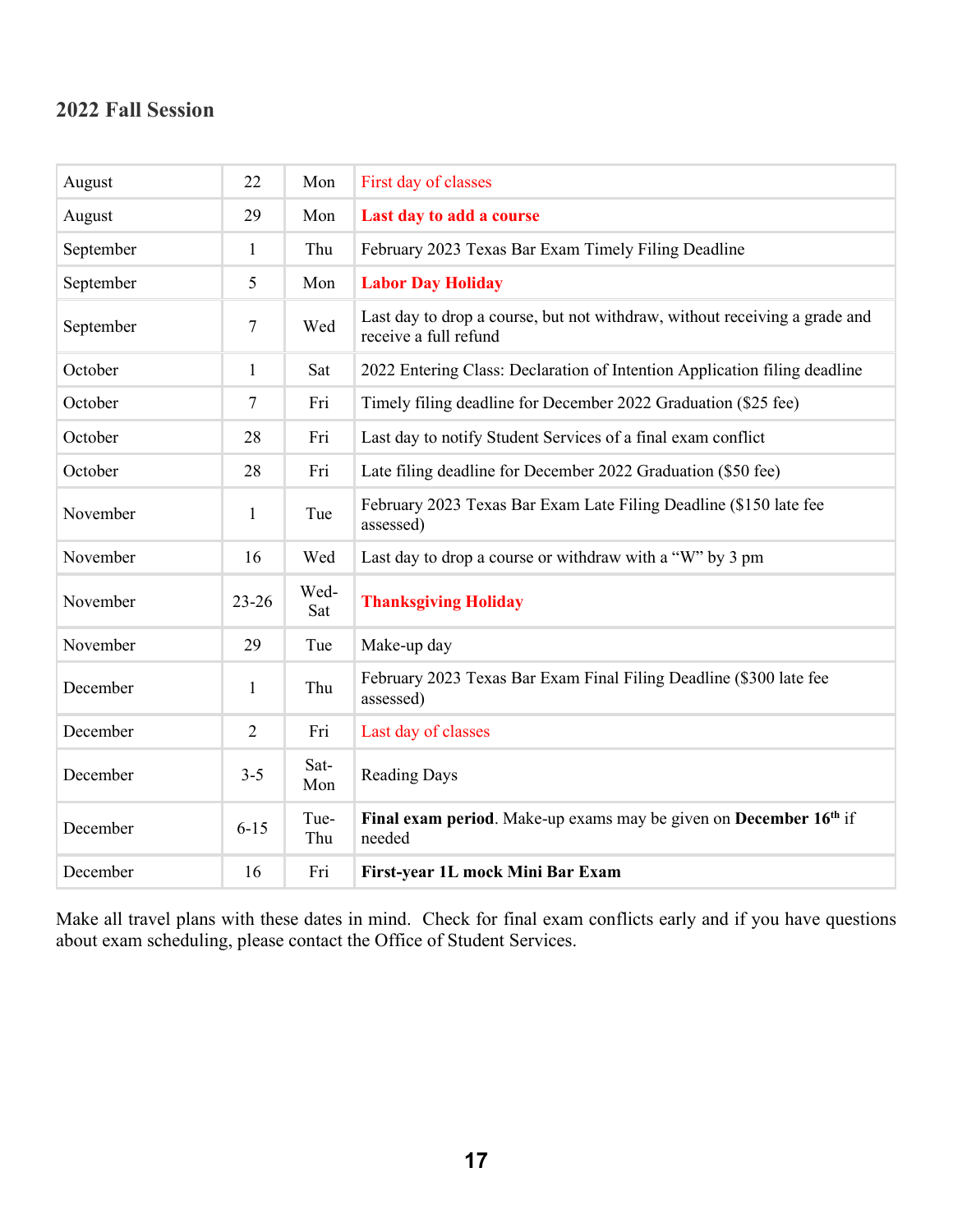## 2022 Fall Session

| | | | |
|---|---|---|---|
| August | 22 | Mon | First day of classes |
| August | 29 | Mon | **Last day to add a course** |
| September | 1 | Thu | February 2023 Texas Bar Exam Timely Filing Deadline |
| September | 5 | Mon | **Labor Day Holiday** |
| September | 7 | Wed | Last day to drop a course, but not withdraw, without receiving a grade and receive a full refund |
| October | 1 | Sat | 2022 Entering Class: Declaration of Intention Application filing deadline |
| October | 7 | Fri | Timely filing deadline for December 2022 Graduation ($25 fee) |
| October | 28 | Fri | Last day to notify Student Services of a final exam conflict |
| October | 28 | Fri | Late filing deadline for December 2022 Graduation ($50 fee) |
| November | 1 | Tue | February 2023 Texas Bar Exam Late Filing Deadline ($150 late fee assessed) |
| November | 16 | Wed | Last day to drop a course or withdraw with a "W" by 3 pm |
| November | 23-26 | Wed-Sat | **Thanksgiving Holiday** |
| November | 29 | Tue | Make-up day |
| December | 1 | Thu | February 2023 Texas Bar Exam Final Filing Deadline ($300 late fee assessed) |
| December | 2 | Fri | Last day of classes |
| December | 3-5 | Sat-Mon | Reading Days |
| December | 6-15 | Tue-Thu | **Final exam period**. Make-up exams may be given on **December 16th** if needed |
| December | 16 | Fri | **First-year 1L mock Mini Bar Exam** |

Make all travel plans with these dates in mind. Check for final exam conflicts early and if you have questions about exam scheduling, please contact the Office of Student Services.